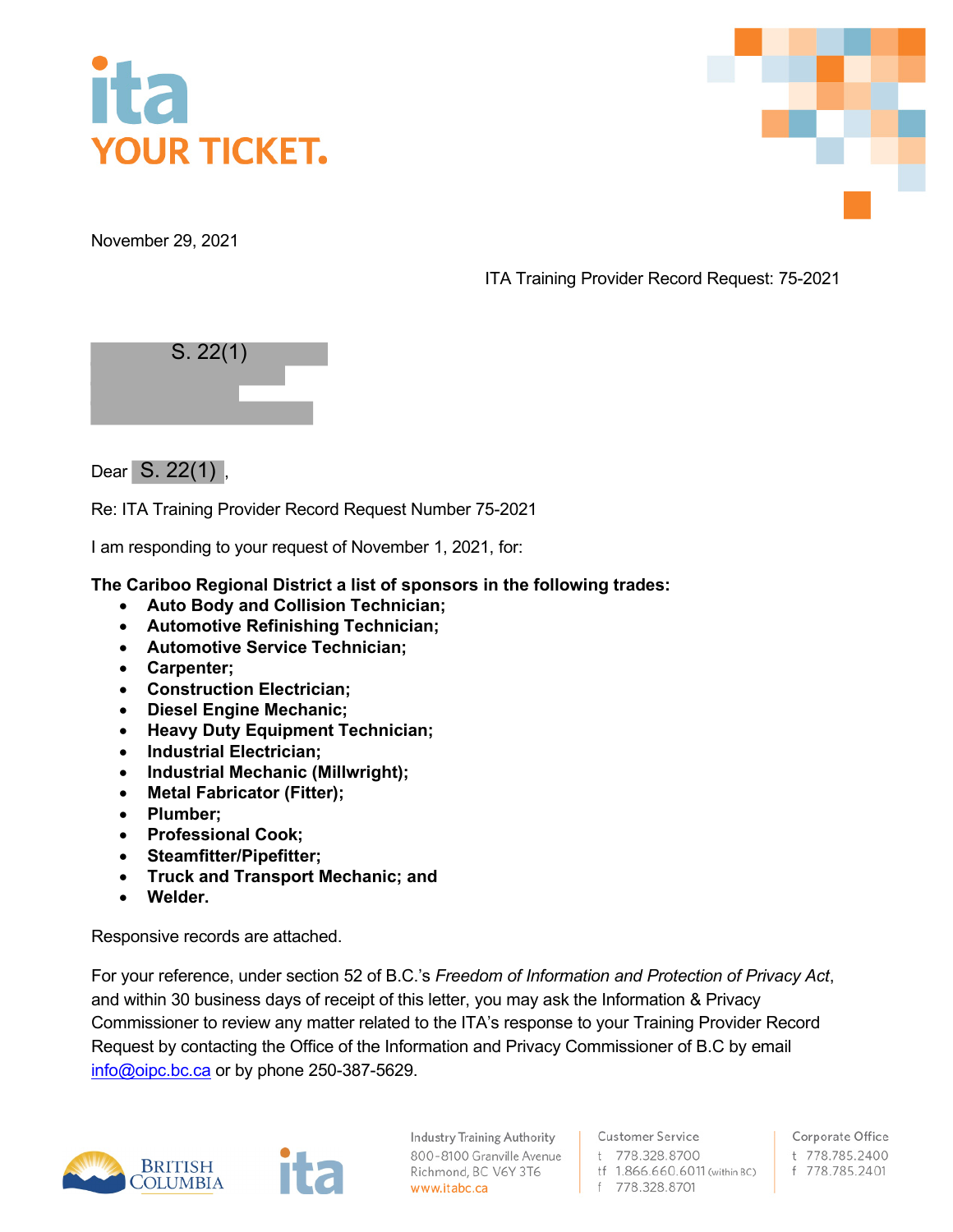ita
YOUR TICKET.

November 29, 2021

ITA Training Provider Record Request: 75-2021

S. 22(1)

Dear S. 22(1) ,

Re: ITA Training Provider Record Request Number 75-2021

I am responding to your request of November 1, 2021, for:

**The Cariboo Regional District a list of sponsors in the following trades:**

- **Auto Body and Collision Technician;**
- **Automotive Refinishing Technician;**
- **Automotive Service Technician;**
- **Carpenter;**
- **Construction Electrician;**
- **Diesel Engine Mechanic;**
- **Heavy Duty Equipment Technician;**
- **Industrial Electrician;**
- **Industrial Mechanic (Millwright);**
- **Metal Fabricator (Fitter);**
- **Plumber;**
- **Professional Cook;**
- **Steamfitter/Pipefitter;**
- **Truck and Transport Mechanic; and**
- **Welder.**

Responsive records are attached.

For your reference, under section 52 of B.C.'s *Freedom of Information and Protection of Privacy Act*, and within 30 business days of receipt of this letter, you may ask the Information & Privacy Commissioner to review any matter related to the ITA's response to your Training Provider Record Request by contacting the Office of the Information and Privacy Commissioner of B.C by email info@oipc.bc.ca or by phone 250-387-5629.

Industry Training Authority
800-8100 Granville Avenue
Richmond, BC V6Y 3T6
www.itabc.ca

Customer Service
t 778.328.8700
tf 1.866.660.6011 (within BC)
f 778.328.8701

Corporate Office
t 778.785.2400
f 778.785.2401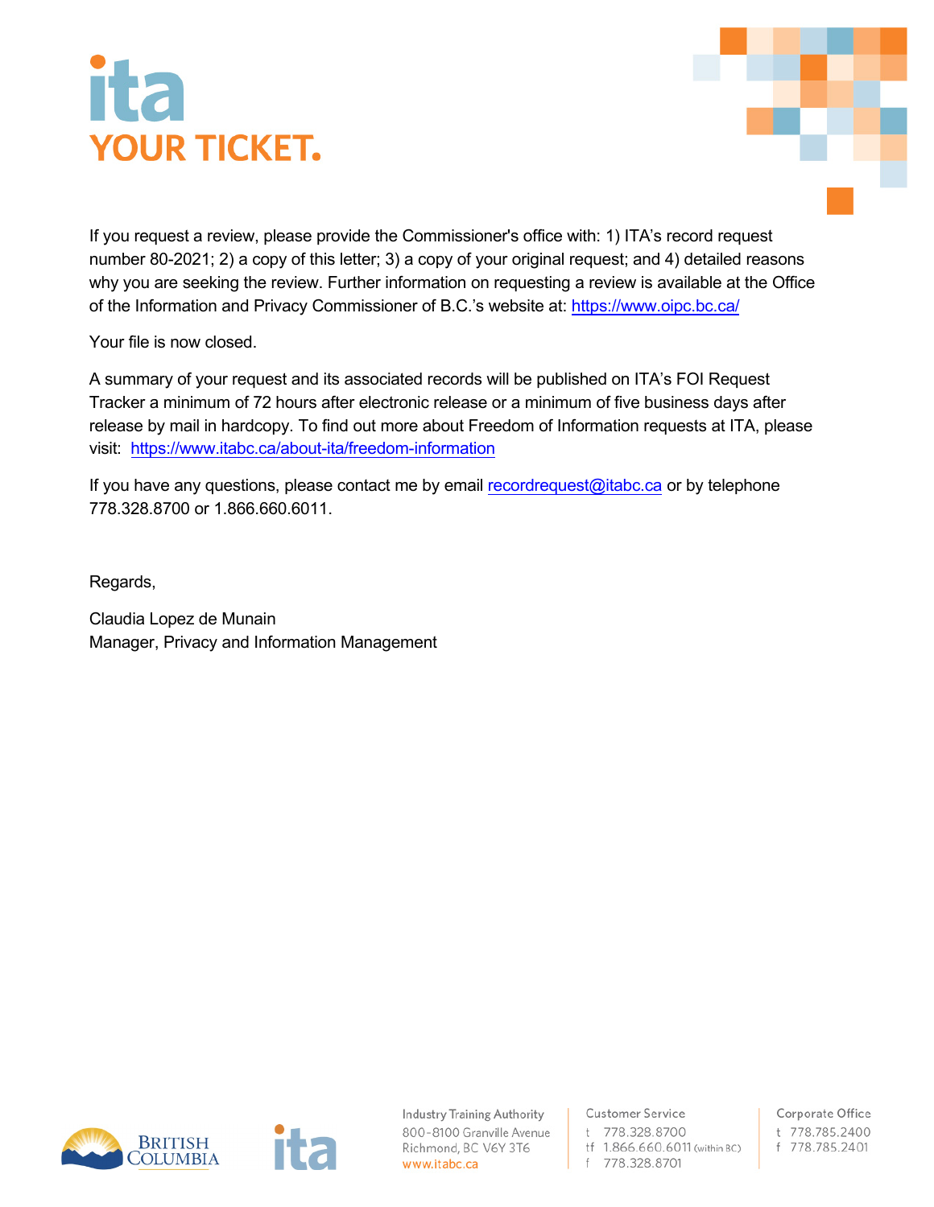If you request a review, please provide the Commissioner's office with: 1) ITA's record request number 80-2021; 2) a copy of this letter; 3) a copy of your original request; and 4) detailed reasons why you are seeking the review. Further information on requesting a review is available at the Office of the Information and Privacy Commissioner of B.C.'s website at: https://www.oipc.bc.ca/

Your file is now closed.

A summary of your request and its associated records will be published on ITA's FOI Request Tracker a minimum of 72 hours after electronic release or a minimum of five business days after release by mail in hardcopy. To find out more about Freedom of Information requests at ITA, please visit: https://www.itabc.ca/about-ita/freedom-information

If you have any questions, please contact me by email recordrequest@itabc.ca or by telephone 778.328.8700 or 1.866.660.6011.

Regards,

Claudia Lopez de Munain
Manager, Privacy and Information Management